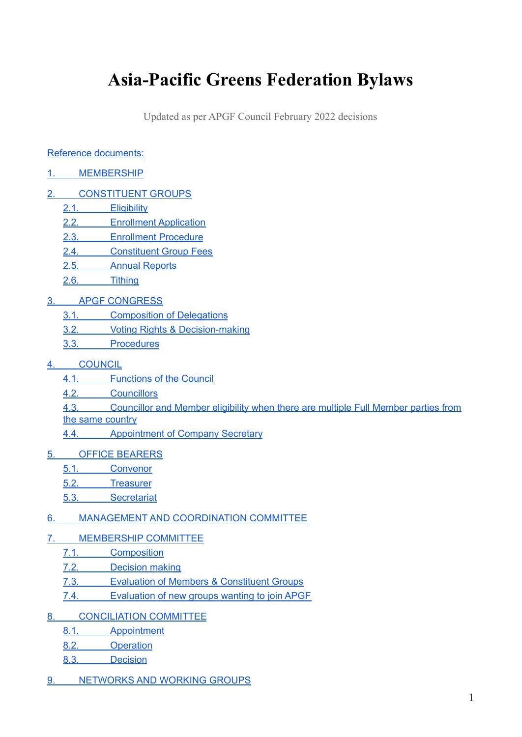# Asia-Pacific Greens Federation Bylaws

Updated as per APGF Council February 2022 decisions

Reference documents:

1. MEMBERSHIP

2. CONSTITUENT GROUPS
   - 2.1. Eligibility
   - 2.2. Enrollment Application
   - 2.3. Enrollment Procedure
   - 2.4. Constituent Group Fees
   - 2.5. Annual Reports
   - 2.6. Tithing

3. APGF CONGRESS
   - 3.1. Composition of Delegations
   - 3.2. Voting Rights & Decision-making
   - 3.3. Procedures

4. COUNCIL
   - 4.1. Functions of the Council
   - 4.2. Councillors
   - 4.3. Councillor and Member eligibility when there are multiple Full Member parties from the same country
   - 4.4. Appointment of Company Secretary

5. OFFICE BEARERS
   - 5.1. Convenor
   - 5.2. Treasurer
   - 5.3. Secretariat

6. MANAGEMENT AND COORDINATION COMMITTEE

7. MEMBERSHIP COMMITTEE
   - 7.1. Composition
   - 7.2. Decision making
   - 7.3. Evaluation of Members & Constituent Groups
   - 7.4. Evaluation of new groups wanting to join APGF

8. CONCILIATION COMMITTEE
   - 8.1. Appointment
   - 8.2. Operation
   - 8.3. Decision

9. NETWORKS AND WORKING GROUPS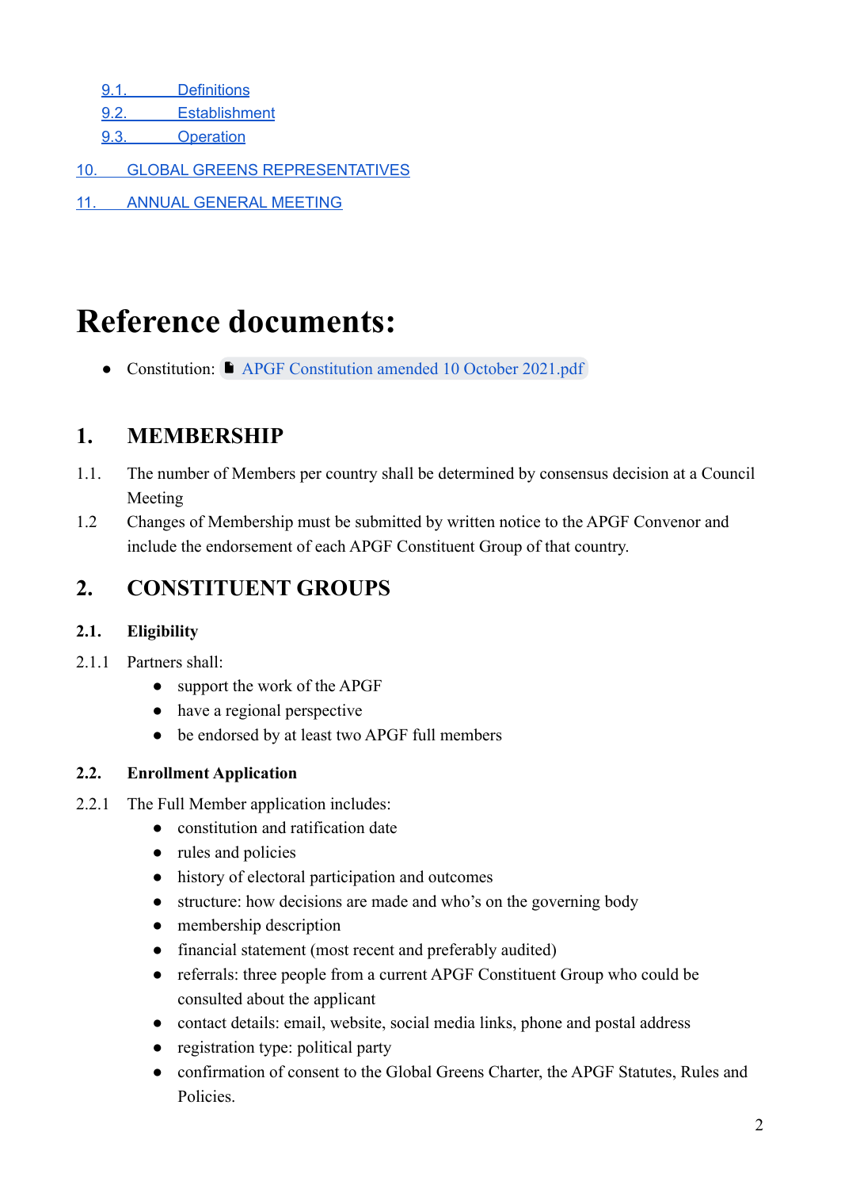- 9.1. Definitions
- 9.2. Establishment
- 9.3. Operation

10. GLOBAL GREENS REPRESENTATIVES

11. ANNUAL GENERAL MEETING

# Reference documents:

- Constitution: APGF Constitution amended 10 October 2021.pdf

## 1. MEMBERSHIP

1.1. The number of Members per country shall be determined by consensus decision at a Council Meeting

1.2 Changes of Membership must be submitted by written notice to the APGF Convenor and include the endorsement of each APGF Constituent Group of that country.

## 2. CONSTITUENT GROUPS

### 2.1. Eligibility

2.1.1 Partners shall:

- support the work of the APGF
- have a regional perspective
- be endorsed by at least two APGF full members

### 2.2. Enrollment Application

2.2.1 The Full Member application includes:

- constitution and ratification date
- rules and policies
- history of electoral participation and outcomes
- structure: how decisions are made and who's on the governing body
- membership description
- financial statement (most recent and preferably audited)
- referrals: three people from a current APGF Constituent Group who could be consulted about the applicant
- contact details: email, website, social media links, phone and postal address
- registration type: political party
- confirmation of consent to the Global Greens Charter, the APGF Statutes, Rules and Policies.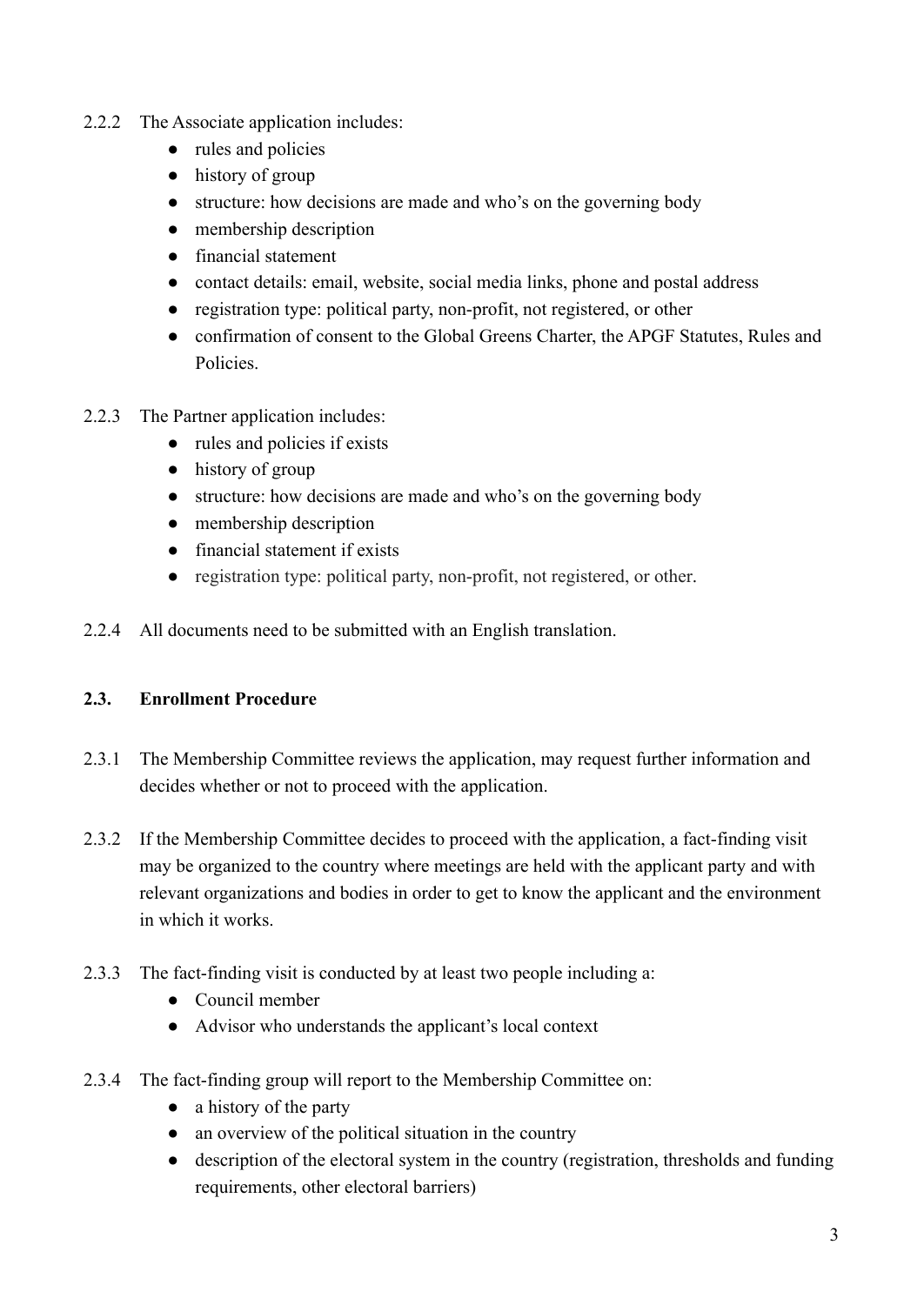2.2.2 The Associate application includes:

- rules and policies
- history of group
- structure: how decisions are made and who's on the governing body
- membership description
- financial statement
- contact details: email, website, social media links, phone and postal address
- registration type: political party, non-profit, not registered, or other
- confirmation of consent to the Global Greens Charter, the APGF Statutes, Rules and Policies.

2.2.3 The Partner application includes:

- rules and policies if exists
- history of group
- structure: how decisions are made and who's on the governing body
- membership description
- financial statement if exists
- registration type: political party, non-profit, not registered, or other.

2.2.4 All documents need to be submitted with an English translation.

### 2.3. Enrollment Procedure

2.3.1 The Membership Committee reviews the application, may request further information and decides whether or not to proceed with the application.

2.3.2 If the Membership Committee decides to proceed with the application, a fact-finding visit may be organized to the country where meetings are held with the applicant party and with relevant organizations and bodies in order to get to know the applicant and the environment in which it works.

2.3.3 The fact-finding visit is conducted by at least two people including a:

- Council member
- Advisor who understands the applicant's local context

2.3.4 The fact-finding group will report to the Membership Committee on:

- a history of the party
- an overview of the political situation in the country
- description of the electoral system in the country (registration, thresholds and funding requirements, other electoral barriers)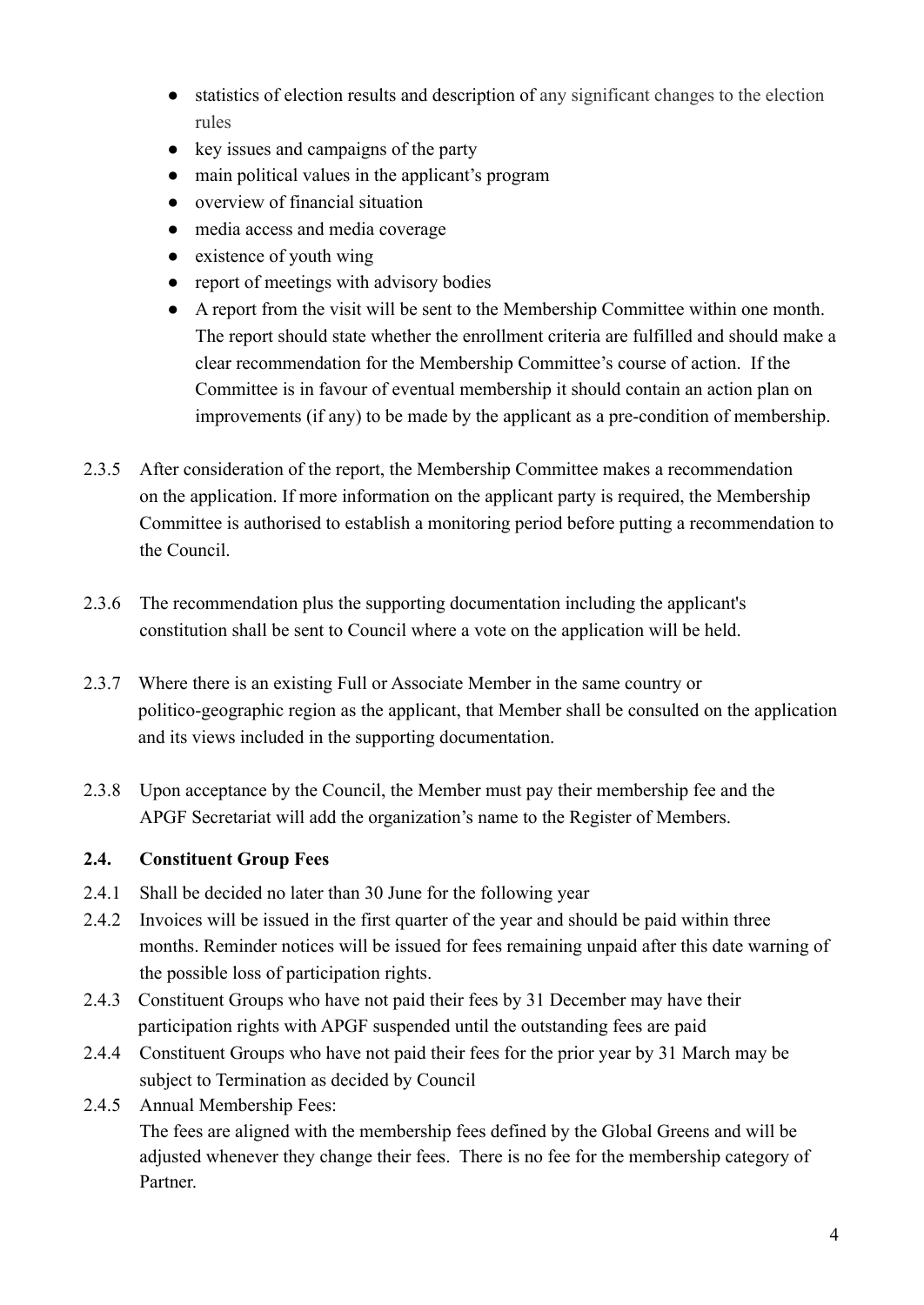- statistics of election results and description of any significant changes to the election rules
- key issues and campaigns of the party
- main political values in the applicant's program
- overview of financial situation
- media access and media coverage
- existence of youth wing
- report of meetings with advisory bodies
- A report from the visit will be sent to the Membership Committee within one month. The report should state whether the enrollment criteria are fulfilled and should make a clear recommendation for the Membership Committee's course of action. If the Committee is in favour of eventual membership it should contain an action plan on improvements (if any) to be made by the applicant as a pre-condition of membership.

2.3.5 After consideration of the report, the Membership Committee makes a recommendation on the application. If more information on the applicant party is required, the Membership Committee is authorised to establish a monitoring period before putting a recommendation to the Council.

2.3.6 The recommendation plus the supporting documentation including the applicant's constitution shall be sent to Council where a vote on the application will be held.

2.3.7 Where there is an existing Full or Associate Member in the same country or politico-geographic region as the applicant, that Member shall be consulted on the application and its views included in the supporting documentation.

2.3.8 Upon acceptance by the Council, the Member must pay their membership fee and the APGF Secretariat will add the organization's name to the Register of Members.

### 2.4. Constituent Group Fees

2.4.1 Shall be decided no later than 30 June for the following year

2.4.2 Invoices will be issued in the first quarter of the year and should be paid within three months. Reminder notices will be issued for fees remaining unpaid after this date warning of the possible loss of participation rights.

2.4.3 Constituent Groups who have not paid their fees by 31 December may have their participation rights with APGF suspended until the outstanding fees are paid

2.4.4 Constituent Groups who have not paid their fees for the prior year by 31 March may be subject to Termination as decided by Council

2.4.5 Annual Membership Fees:
The fees are aligned with the membership fees defined by the Global Greens and will be adjusted whenever they change their fees. There is no fee for the membership category of Partner.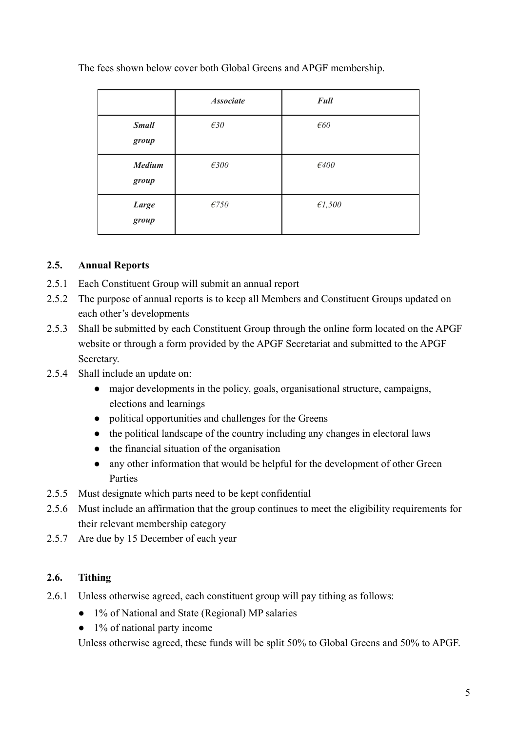The fees shown below cover both Global Greens and APGF membership.

| | *Associate* | *Full* |
|---|---|---|
| ***Small group*** | *€30* | *€60* |
| ***Medium group*** | *€300* | *€400* |
| ***Large group*** | *€750* | *€1,500* |

### 2.5. Annual Reports

2.5.1 Each Constituent Group will submit an annual report

2.5.2 The purpose of annual reports is to keep all Members and Constituent Groups updated on each other's developments

2.5.3 Shall be submitted by each Constituent Group through the online form located on the APGF website or through a form provided by the APGF Secretariat and submitted to the APGF Secretary.

2.5.4 Shall include an update on:

- major developments in the policy, goals, organisational structure, campaigns, elections and learnings
- political opportunities and challenges for the Greens
- the political landscape of the country including any changes in electoral laws
- the financial situation of the organisation
- any other information that would be helpful for the development of other Green Parties

2.5.5 Must designate which parts need to be kept confidential

2.5.6 Must include an affirmation that the group continues to meet the eligibility requirements for their relevant membership category

2.5.7 Are due by 15 December of each year

### 2.6. Tithing

2.6.1 Unless otherwise agreed, each constituent group will pay tithing as follows:

- 1% of National and State (Regional) MP salaries
- 1% of national party income

Unless otherwise agreed, these funds will be split 50% to Global Greens and 50% to APGF.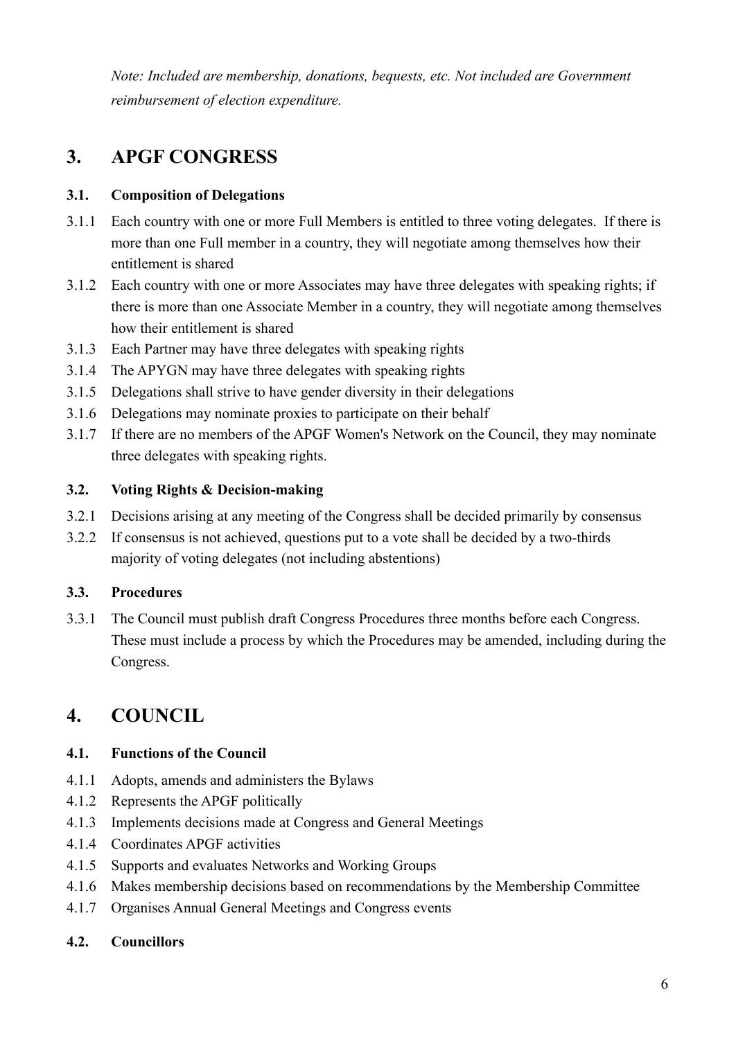*Note: Included are membership, donations, bequests, etc. Not included are Government reimbursement of election expenditure.*

## 3. APGF CONGRESS

### 3.1. Composition of Delegations

3.1.1 Each country with one or more Full Members is entitled to three voting delegates. If there is more than one Full member in a country, they will negotiate among themselves how their entitlement is shared

3.1.2 Each country with one or more Associates may have three delegates with speaking rights; if there is more than one Associate Member in a country, they will negotiate among themselves how their entitlement is shared

3.1.3 Each Partner may have three delegates with speaking rights

3.1.4 The APYGN may have three delegates with speaking rights

3.1.5 Delegations shall strive to have gender diversity in their delegations

3.1.6 Delegations may nominate proxies to participate on their behalf

3.1.7 If there are no members of the APGF Women's Network on the Council, they may nominate three delegates with speaking rights.

### 3.2. Voting Rights & Decision-making

3.2.1 Decisions arising at any meeting of the Congress shall be decided primarily by consensus

3.2.2 If consensus is not achieved, questions put to a vote shall be decided by a two-thirds majority of voting delegates (not including abstentions)

### 3.3. Procedures

3.3.1 The Council must publish draft Congress Procedures three months before each Congress. These must include a process by which the Procedures may be amended, including during the Congress.

## 4. COUNCIL

### 4.1. Functions of the Council

4.1.1 Adopts, amends and administers the Bylaws

4.1.2 Represents the APGF politically

4.1.3 Implements decisions made at Congress and General Meetings

4.1.4 Coordinates APGF activities

4.1.5 Supports and evaluates Networks and Working Groups

4.1.6 Makes membership decisions based on recommendations by the Membership Committee

4.1.7 Organises Annual General Meetings and Congress events

### 4.2. Councillors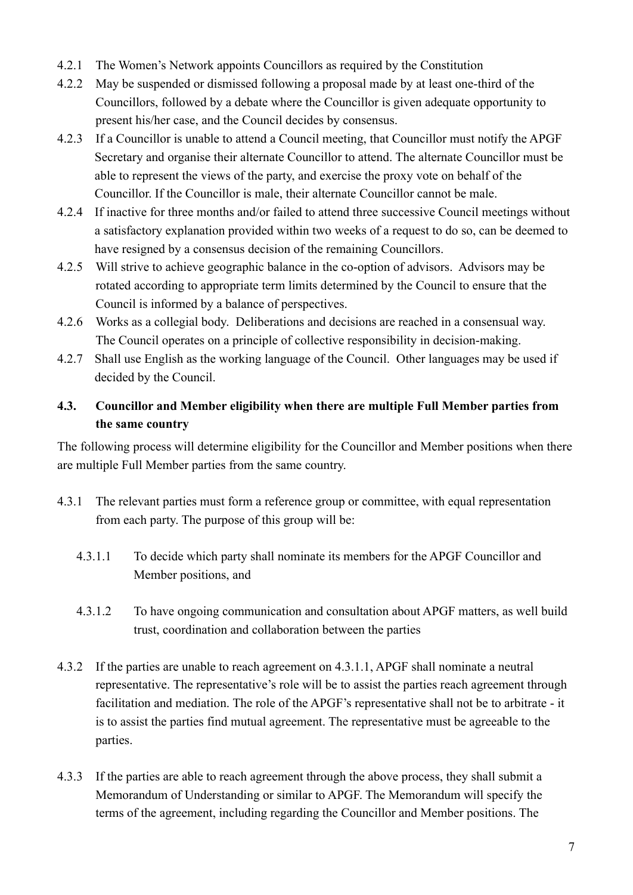- 4.2.1 The Women's Network appoints Councillors as required by the Constitution
- 4.2.2 May be suspended or dismissed following a proposal made by at least one-third of the Councillors, followed by a debate where the Councillor is given adequate opportunity to present his/her case, and the Council decides by consensus.
- 4.2.3 If a Councillor is unable to attend a Council meeting, that Councillor must notify the APGF Secretary and organise their alternate Councillor to attend. The alternate Councillor must be able to represent the views of the party, and exercise the proxy vote on behalf of the Councillor. If the Councillor is male, their alternate Councillor cannot be male.
- 4.2.4 If inactive for three months and/or failed to attend three successive Council meetings without a satisfactory explanation provided within two weeks of a request to do so, can be deemed to have resigned by a consensus decision of the remaining Councillors.
- 4.2.5 Will strive to achieve geographic balance in the co-option of advisors. Advisors may be rotated according to appropriate term limits determined by the Council to ensure that the Council is informed by a balance of perspectives.
- 4.2.6 Works as a collegial body. Deliberations and decisions are reached in a consensual way. The Council operates on a principle of collective responsibility in decision-making.
- 4.2.7 Shall use English as the working language of the Council. Other languages may be used if decided by the Council.

### 4.3. Councillor and Member eligibility when there are multiple Full Member parties from the same country

The following process will determine eligibility for the Councillor and Member positions when there are multiple Full Member parties from the same country.

4.3.1 The relevant parties must form a reference group or committee, with equal representation from each party. The purpose of this group will be:

- 4.3.1.1 To decide which party shall nominate its members for the APGF Councillor and Member positions, and
- 4.3.1.2 To have ongoing communication and consultation about APGF matters, as well build trust, coordination and collaboration between the parties

4.3.2 If the parties are unable to reach agreement on 4.3.1.1, APGF shall nominate a neutral representative. The representative's role will be to assist the parties reach agreement through facilitation and mediation. The role of the APGF's representative shall not be to arbitrate - it is to assist the parties find mutual agreement. The representative must be agreeable to the parties.

4.3.3 If the parties are able to reach agreement through the above process, they shall submit a Memorandum of Understanding or similar to APGF. The Memorandum will specify the terms of the agreement, including regarding the Councillor and Member positions. The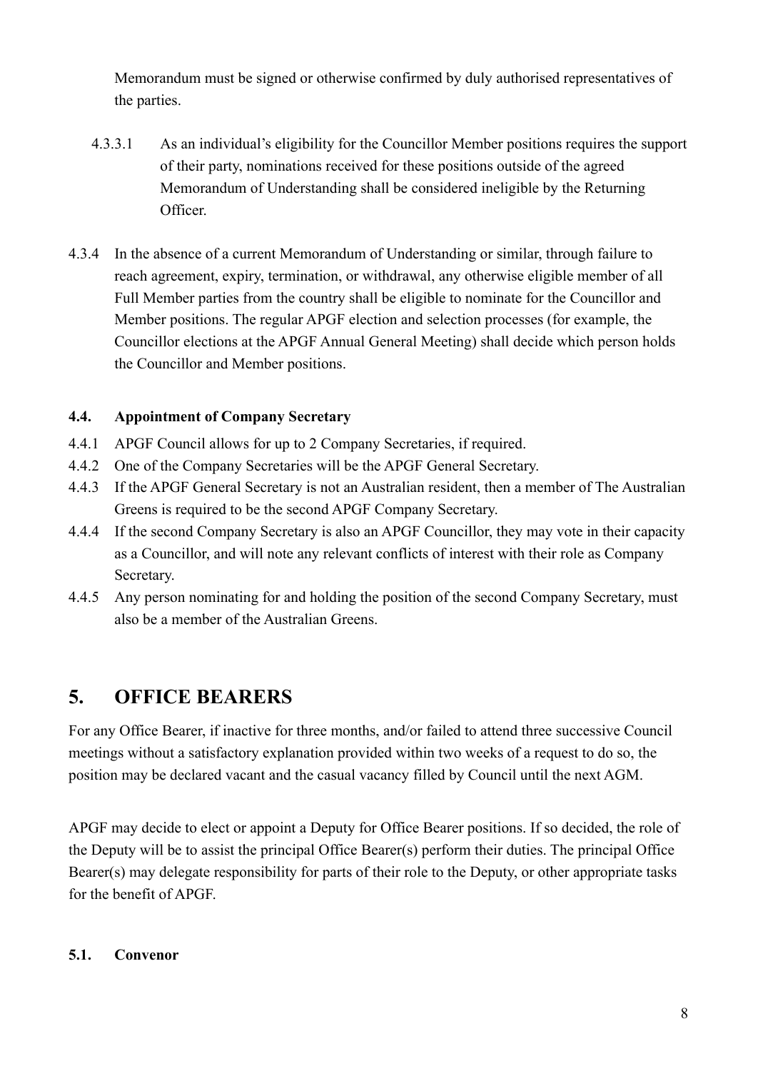Memorandum must be signed or otherwise confirmed by duly authorised representatives of the parties.

4.3.3.1 As an individual's eligibility for the Councillor Member positions requires the support of their party, nominations received for these positions outside of the agreed Memorandum of Understanding shall be considered ineligible by the Returning Officer.

4.3.4 In the absence of a current Memorandum of Understanding or similar, through failure to reach agreement, expiry, termination, or withdrawal, any otherwise eligible member of all Full Member parties from the country shall be eligible to nominate for the Councillor and Member positions. The regular APGF election and selection processes (for example, the Councillor elections at the APGF Annual General Meeting) shall decide which person holds the Councillor and Member positions.

### 4.4. Appointment of Company Secretary

4.4.1 APGF Council allows for up to 2 Company Secretaries, if required.

4.4.2 One of the Company Secretaries will be the APGF General Secretary.

4.4.3 If the APGF General Secretary is not an Australian resident, then a member of The Australian Greens is required to be the second APGF Company Secretary.

4.4.4 If the second Company Secretary is also an APGF Councillor, they may vote in their capacity as a Councillor, and will note any relevant conflicts of interest with their role as Company Secretary.

4.4.5 Any person nominating for and holding the position of the second Company Secretary, must also be a member of the Australian Greens.

## 5. OFFICE BEARERS

For any Office Bearer, if inactive for three months, and/or failed to attend three successive Council meetings without a satisfactory explanation provided within two weeks of a request to do so, the position may be declared vacant and the casual vacancy filled by Council until the next AGM.

APGF may decide to elect or appoint a Deputy for Office Bearer positions. If so decided, the role of the Deputy will be to assist the principal Office Bearer(s) perform their duties. The principal Office Bearer(s) may delegate responsibility for parts of their role to the Deputy, or other appropriate tasks for the benefit of APGF.

### 5.1. Convenor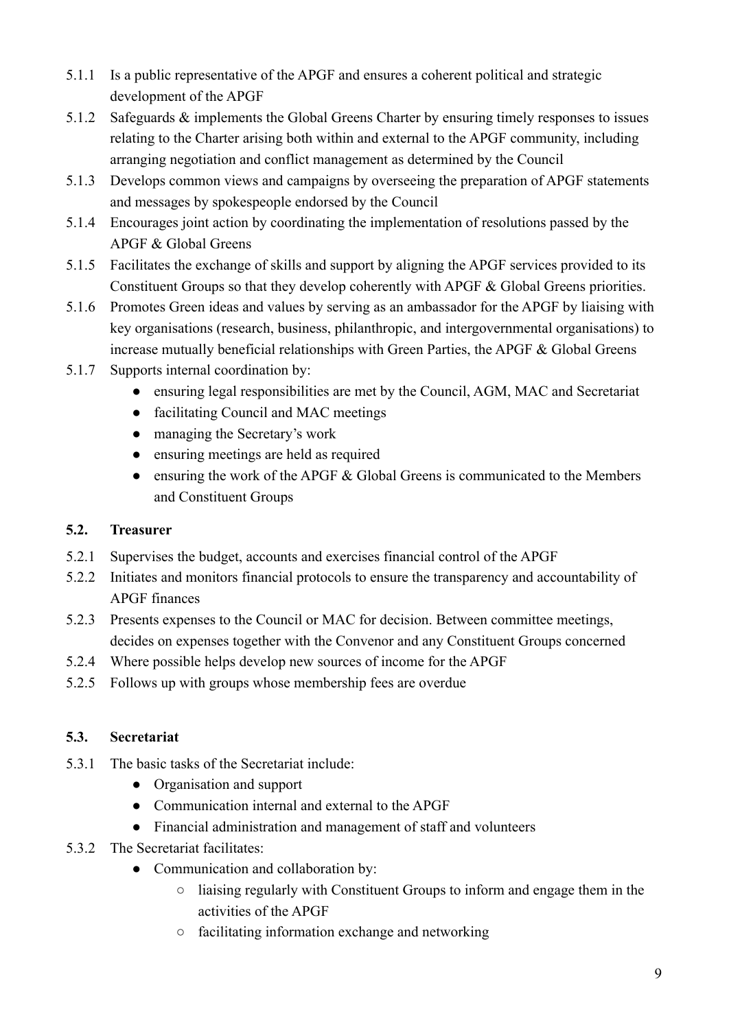5.1.1 Is a public representative of the APGF and ensures a coherent political and strategic development of the APGF

5.1.2 Safeguards & implements the Global Greens Charter by ensuring timely responses to issues relating to the Charter arising both within and external to the APGF community, including arranging negotiation and conflict management as determined by the Council

5.1.3 Develops common views and campaigns by overseeing the preparation of APGF statements and messages by spokespeople endorsed by the Council

5.1.4 Encourages joint action by coordinating the implementation of resolutions passed by the APGF & Global Greens

5.1.5 Facilitates the exchange of skills and support by aligning the APGF services provided to its Constituent Groups so that they develop coherently with APGF & Global Greens priorities.

5.1.6 Promotes Green ideas and values by serving as an ambassador for the APGF by liaising with key organisations (research, business, philanthropic, and intergovernmental organisations) to increase mutually beneficial relationships with Green Parties, the APGF & Global Greens

5.1.7 Supports internal coordination by:

- ensuring legal responsibilities are met by the Council, AGM, MAC and Secretariat
- facilitating Council and MAC meetings
- managing the Secretary's work
- ensuring meetings are held as required
- ensuring the work of the APGF & Global Greens is communicated to the Members and Constituent Groups

### 5.2. Treasurer

5.2.1 Supervises the budget, accounts and exercises financial control of the APGF

5.2.2 Initiates and monitors financial protocols to ensure the transparency and accountability of APGF finances

5.2.3 Presents expenses to the Council or MAC for decision. Between committee meetings, decides on expenses together with the Convenor and any Constituent Groups concerned

5.2.4 Where possible helps develop new sources of income for the APGF

5.2.5 Follows up with groups whose membership fees are overdue

### 5.3. Secretariat

5.3.1 The basic tasks of the Secretariat include:

- Organisation and support
- Communication internal and external to the APGF
- Financial administration and management of staff and volunteers

5.3.2 The Secretariat facilitates:

- Communication and collaboration by:
  - liaising regularly with Constituent Groups to inform and engage them in the activities of the APGF
  - facilitating information exchange and networking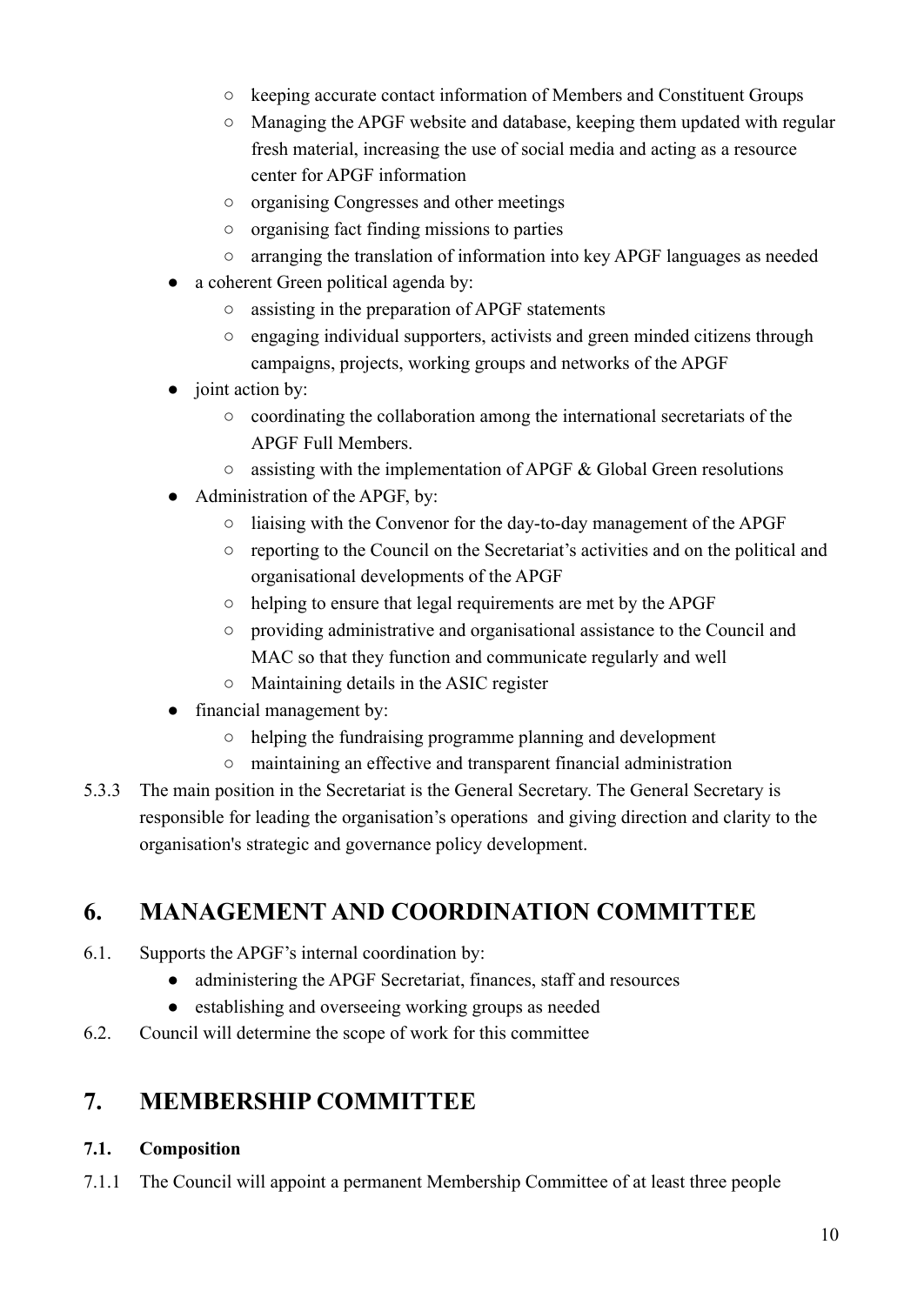- keeping accurate contact information of Members and Constituent Groups
    - Managing the APGF website and database, keeping them updated with regular fresh material, increasing the use of social media and acting as a resource center for APGF information
    - organising Congresses and other meetings
    - organising fact finding missions to parties
    - arranging the translation of information into key APGF languages as needed
- a coherent Green political agenda by:
    - assisting in the preparation of APGF statements
    - engaging individual supporters, activists and green minded citizens through campaigns, projects, working groups and networks of the APGF
- joint action by:
    - coordinating the collaboration among the international secretariats of the APGF Full Members.
    - assisting with the implementation of APGF & Global Green resolutions
- Administration of the APGF, by:
    - liaising with the Convenor for the day-to-day management of the APGF
    - reporting to the Council on the Secretariat's activities and on the political and organisational developments of the APGF
    - helping to ensure that legal requirements are met by the APGF
    - providing administrative and organisational assistance to the Council and MAC so that they function and communicate regularly and well
    - Maintaining details in the ASIC register
- financial management by:
    - helping the fundraising programme planning and development
    - maintaining an effective and transparent financial administration

5.3.3 The main position in the Secretariat is the General Secretary. The General Secretary is responsible for leading the organisation's operations and giving direction and clarity to the organisation's strategic and governance policy development.

## 6. MANAGEMENT AND COORDINATION COMMITTEE

6.1. Supports the APGF's internal coordination by:

- administering the APGF Secretariat, finances, staff and resources
- establishing and overseeing working groups as needed

6.2. Council will determine the scope of work for this committee

## 7. MEMBERSHIP COMMITTEE

### 7.1. Composition

7.1.1 The Council will appoint a permanent Membership Committee of at least three people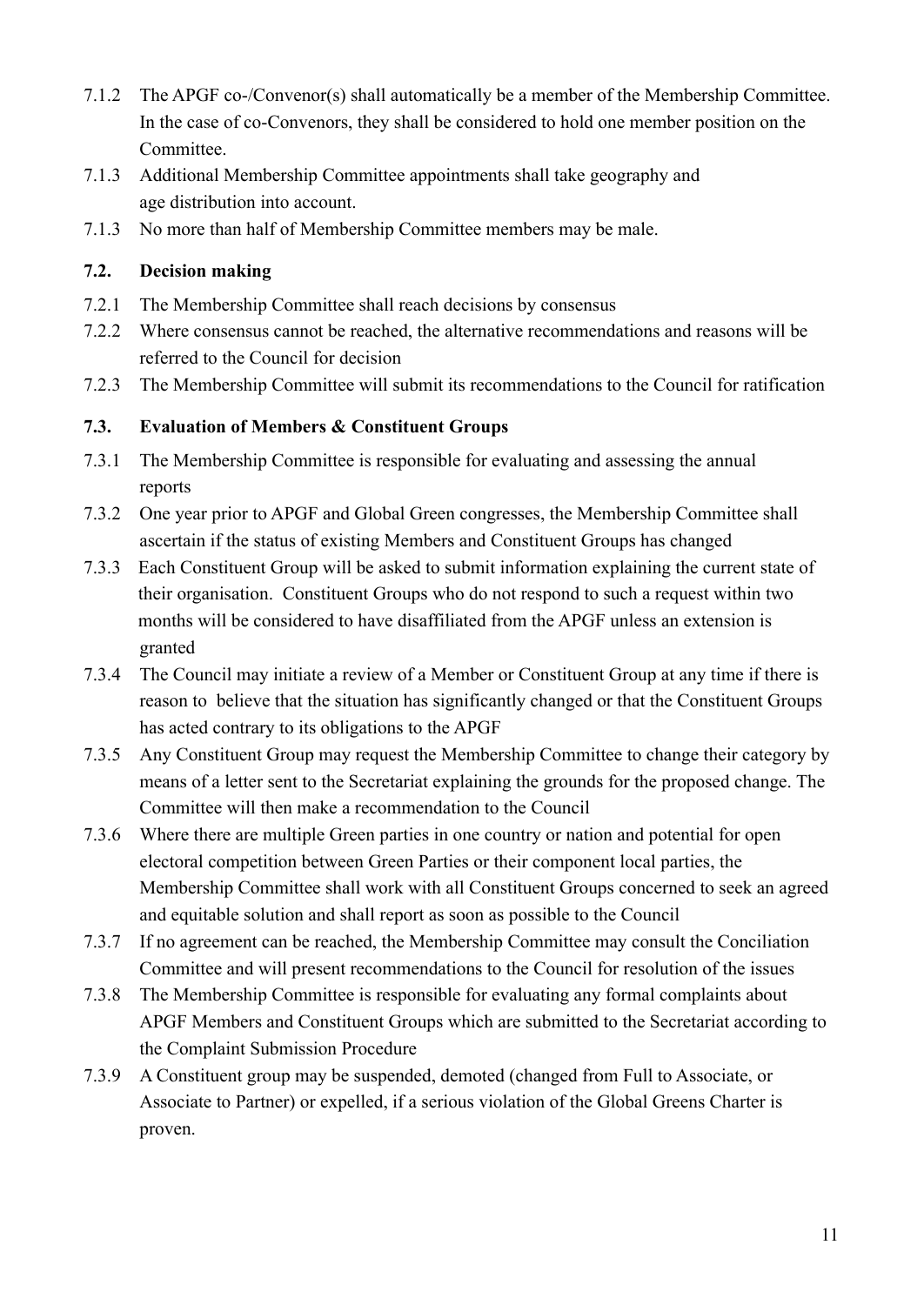7.1.2 The APGF co-/Convenor(s) shall automatically be a member of the Membership Committee. In the case of co-Convenors, they shall be considered to hold one member position on the Committee.

7.1.3 Additional Membership Committee appointments shall take geography and age distribution into account.

7.1.3 No more than half of Membership Committee members may be male.

### 7.2. Decision making

7.2.1 The Membership Committee shall reach decisions by consensus

7.2.2 Where consensus cannot be reached, the alternative recommendations and reasons will be referred to the Council for decision

7.2.3 The Membership Committee will submit its recommendations to the Council for ratification

### 7.3. Evaluation of Members & Constituent Groups

7.3.1 The Membership Committee is responsible for evaluating and assessing the annual reports

7.3.2 One year prior to APGF and Global Green congresses, the Membership Committee shall ascertain if the status of existing Members and Constituent Groups has changed

7.3.3 Each Constituent Group will be asked to submit information explaining the current state of their organisation. Constituent Groups who do not respond to such a request within two months will be considered to have disaffiliated from the APGF unless an extension is granted

7.3.4 The Council may initiate a review of a Member or Constituent Group at any time if there is reason to believe that the situation has significantly changed or that the Constituent Groups has acted contrary to its obligations to the APGF

7.3.5 Any Constituent Group may request the Membership Committee to change their category by means of a letter sent to the Secretariat explaining the grounds for the proposed change. The Committee will then make a recommendation to the Council

7.3.6 Where there are multiple Green parties in one country or nation and potential for open electoral competition between Green Parties or their component local parties, the Membership Committee shall work with all Constituent Groups concerned to seek an agreed and equitable solution and shall report as soon as possible to the Council

7.3.7 If no agreement can be reached, the Membership Committee may consult the Conciliation Committee and will present recommendations to the Council for resolution of the issues

7.3.8 The Membership Committee is responsible for evaluating any formal complaints about APGF Members and Constituent Groups which are submitted to the Secretariat according to the Complaint Submission Procedure

7.3.9 A Constituent group may be suspended, demoted (changed from Full to Associate, or Associate to Partner) or expelled, if a serious violation of the Global Greens Charter is proven.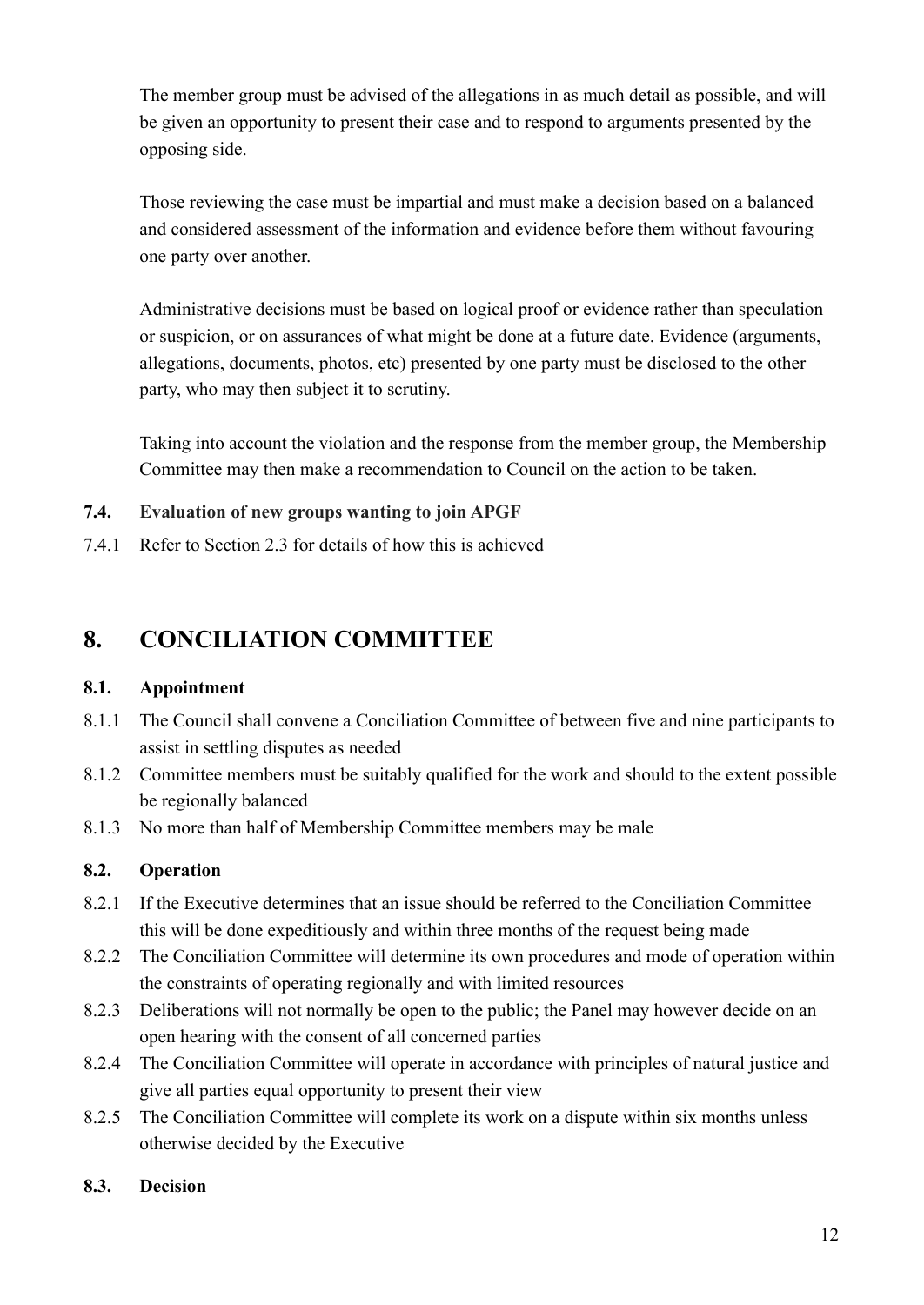The member group must be advised of the allegations in as much detail as possible, and will be given an opportunity to present their case and to respond to arguments presented by the opposing side.

Those reviewing the case must be impartial and must make a decision based on a balanced and considered assessment of the information and evidence before them without favouring one party over another.

Administrative decisions must be based on logical proof or evidence rather than speculation or suspicion, or on assurances of what might be done at a future date. Evidence (arguments, allegations, documents, photos, etc) presented by one party must be disclosed to the other party, who may then subject it to scrutiny.

Taking into account the violation and the response from the member group, the Membership Committee may then make a recommendation to Council on the action to be taken.

### 7.4. Evaluation of new groups wanting to join APGF

7.4.1 Refer to Section 2.3 for details of how this is achieved

## 8. CONCILIATION COMMITTEE

### 8.1. Appointment

8.1.1 The Council shall convene a Conciliation Committee of between five and nine participants to assist in settling disputes as needed

8.1.2 Committee members must be suitably qualified for the work and should to the extent possible be regionally balanced

8.1.3 No more than half of Membership Committee members may be male

### 8.2. Operation

8.2.1 If the Executive determines that an issue should be referred to the Conciliation Committee this will be done expeditiously and within three months of the request being made

8.2.2 The Conciliation Committee will determine its own procedures and mode of operation within the constraints of operating regionally and with limited resources

8.2.3 Deliberations will not normally be open to the public; the Panel may however decide on an open hearing with the consent of all concerned parties

8.2.4 The Conciliation Committee will operate in accordance with principles of natural justice and give all parties equal opportunity to present their view

8.2.5 The Conciliation Committee will complete its work on a dispute within six months unless otherwise decided by the Executive

### 8.3. Decision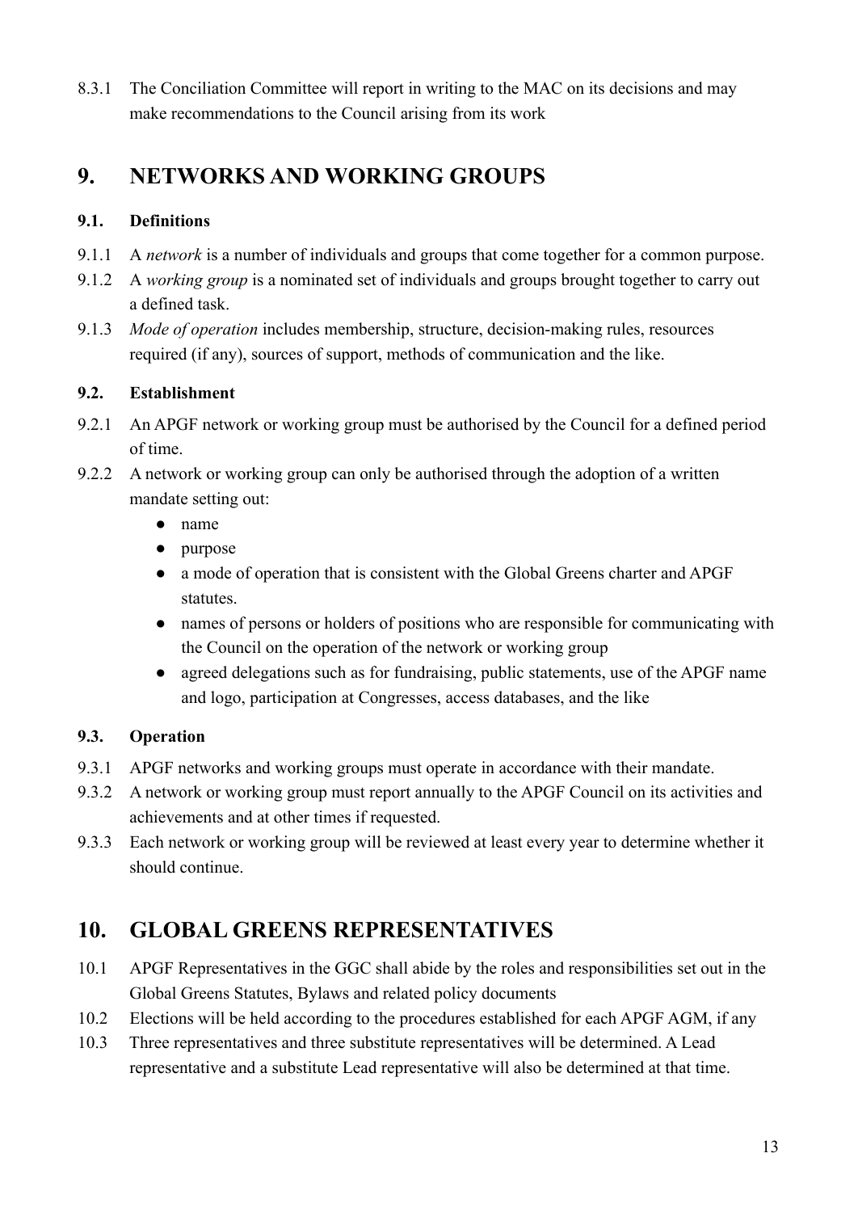8.3.1 The Conciliation Committee will report in writing to the MAC on its decisions and may make recommendations to the Council arising from its work

## 9. NETWORKS AND WORKING GROUPS

### 9.1. Definitions

9.1.1 A *network* is a number of individuals and groups that come together for a common purpose.

9.1.2 A *working group* is a nominated set of individuals and groups brought together to carry out a defined task.

9.1.3 *Mode of operation* includes membership, structure, decision-making rules, resources required (if any), sources of support, methods of communication and the like.

### 9.2. Establishment

9.2.1 An APGF network or working group must be authorised by the Council for a defined period of time.

9.2.2 A network or working group can only be authorised through the adoption of a written mandate setting out:

- name
- purpose
- a mode of operation that is consistent with the Global Greens charter and APGF statutes.
- names of persons or holders of positions who are responsible for communicating with the Council on the operation of the network or working group
- agreed delegations such as for fundraising, public statements, use of the APGF name and logo, participation at Congresses, access databases, and the like

### 9.3. Operation

9.3.1 APGF networks and working groups must operate in accordance with their mandate.

9.3.2 A network or working group must report annually to the APGF Council on its activities and achievements and at other times if requested.

9.3.3 Each network or working group will be reviewed at least every year to determine whether it should continue.

## 10. GLOBAL GREENS REPRESENTATIVES

10.1 APGF Representatives in the GGC shall abide by the roles and responsibilities set out in the Global Greens Statutes, Bylaws and related policy documents

10.2 Elections will be held according to the procedures established for each APGF AGM, if any

10.3 Three representatives and three substitute representatives will be determined. A Lead representative and a substitute Lead representative will also be determined at that time.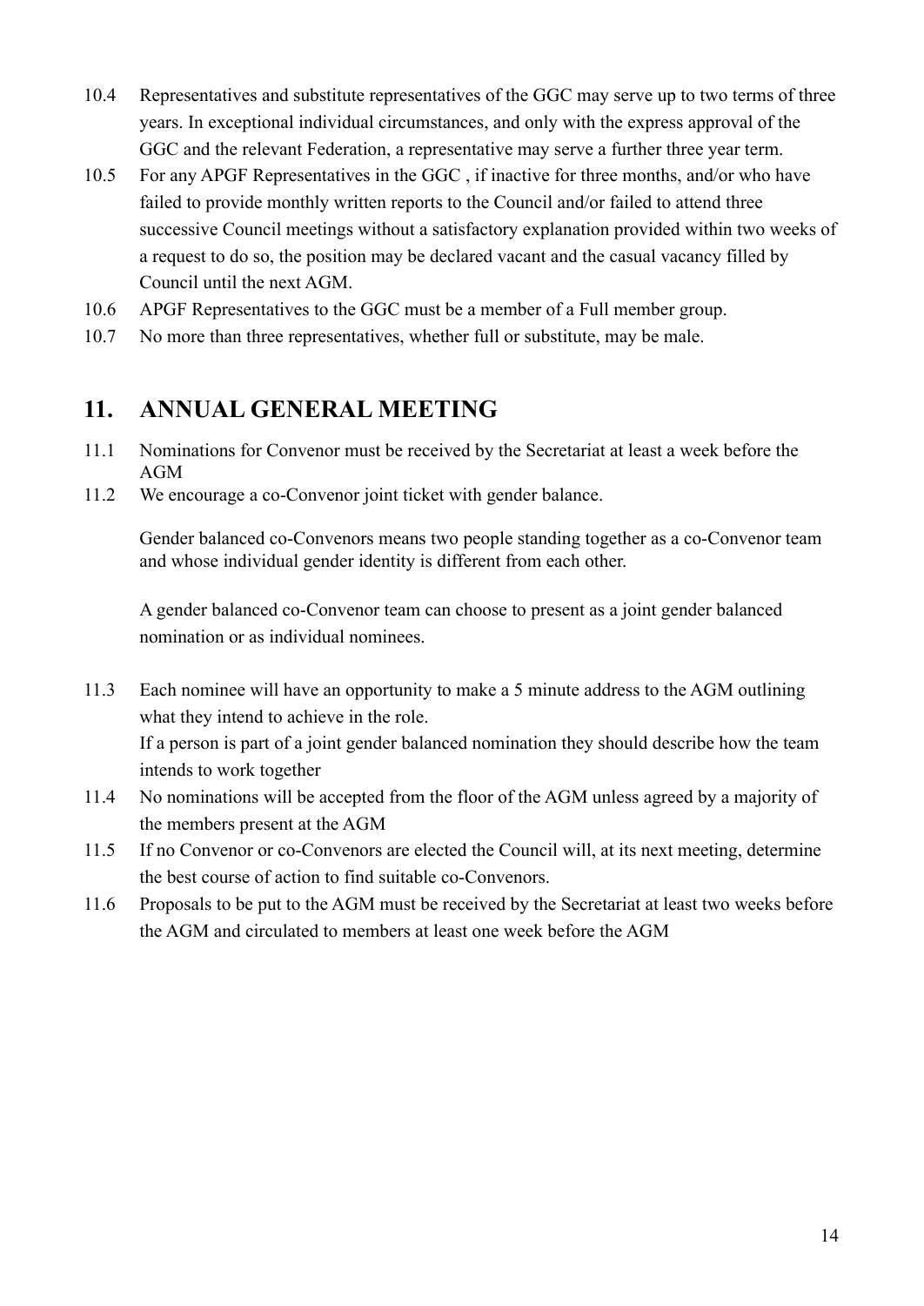10.4 Representatives and substitute representatives of the GGC may serve up to two terms of three years. In exceptional individual circumstances, and only with the express approval of the GGC and the relevant Federation, a representative may serve a further three year term.

10.5 For any APGF Representatives in the GGC , if inactive for three months, and/or who have failed to provide monthly written reports to the Council and/or failed to attend three successive Council meetings without a satisfactory explanation provided within two weeks of a request to do so, the position may be declared vacant and the casual vacancy filled by Council until the next AGM.

10.6 APGF Representatives to the GGC must be a member of a Full member group.

10.7 No more than three representatives, whether full or substitute, may be male.

## 11. ANNUAL GENERAL MEETING

11.1 Nominations for Convenor must be received by the Secretariat at least a week before the AGM

11.2 We encourage a co-Convenor joint ticket with gender balance.

Gender balanced co-Convenors means two people standing together as a co-Convenor team and whose individual gender identity is different from each other.

A gender balanced co-Convenor team can choose to present as a joint gender balanced nomination or as individual nominees.

11.3 Each nominee will have an opportunity to make a 5 minute address to the AGM outlining what they intend to achieve in the role.
If a person is part of a joint gender balanced nomination they should describe how the team intends to work together

11.4 No nominations will be accepted from the floor of the AGM unless agreed by a majority of the members present at the AGM

11.5 If no Convenor or co-Convenors are elected the Council will, at its next meeting, determine the best course of action to find suitable co-Convenors.

11.6 Proposals to be put to the AGM must be received by the Secretariat at least two weeks before the AGM and circulated to members at least one week before the AGM